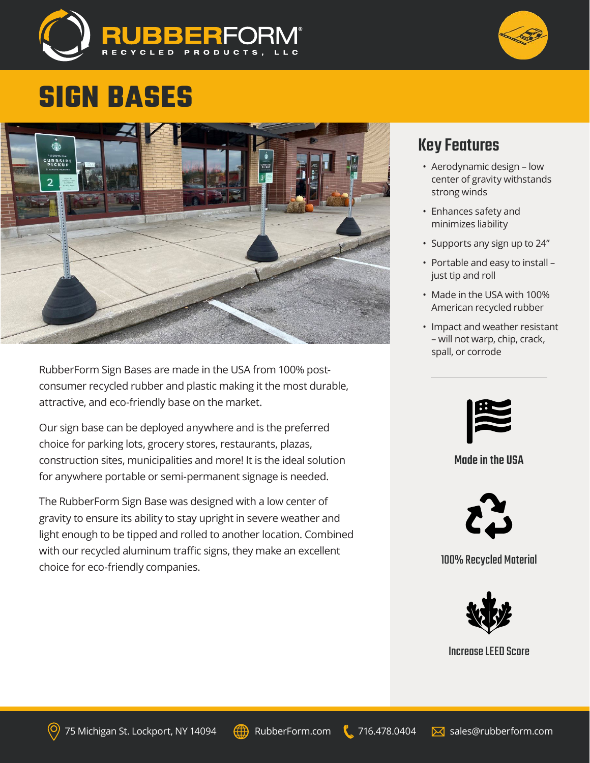RUBBERFORM®
RECYCLED PRODUCTS, LLC

# SIGN BASES

RubberForm Sign Bases are made in the USA from 100% post-consumer recycled rubber and plastic making it the most durable, attractive, and eco-friendly base on the market.

Our sign base can be deployed anywhere and is the preferred choice for parking lots, grocery stores, restaurants, plazas, construction sites, municipalities and more! It is the ideal solution for anywhere portable or semi-permanent signage is needed.

The RubberForm Sign Base was designed with a low center of gravity to ensure its ability to stay upright in severe weather and light enough to be tipped and rolled to another location. Combined with our recycled aluminum traffic signs, they make an excellent choice for eco-friendly companies.

## Key Features

- Aerodynamic design – low center of gravity withstands strong winds
- Enhances safety and minimizes liability
- Supports any sign up to 24"
- Portable and easy to install – just tip and roll
- Made in the USA with 100% American recycled rubber
- Impact and weather resistant – will not warp, chip, crack, spall, or corrode

**Made in the USA**

**100% Recycled Material**

**Increase LEED Score**

75 Michigan St. Lockport, NY 14094 | RubberForm.com | 716.478.0404 | sales@rubberform.com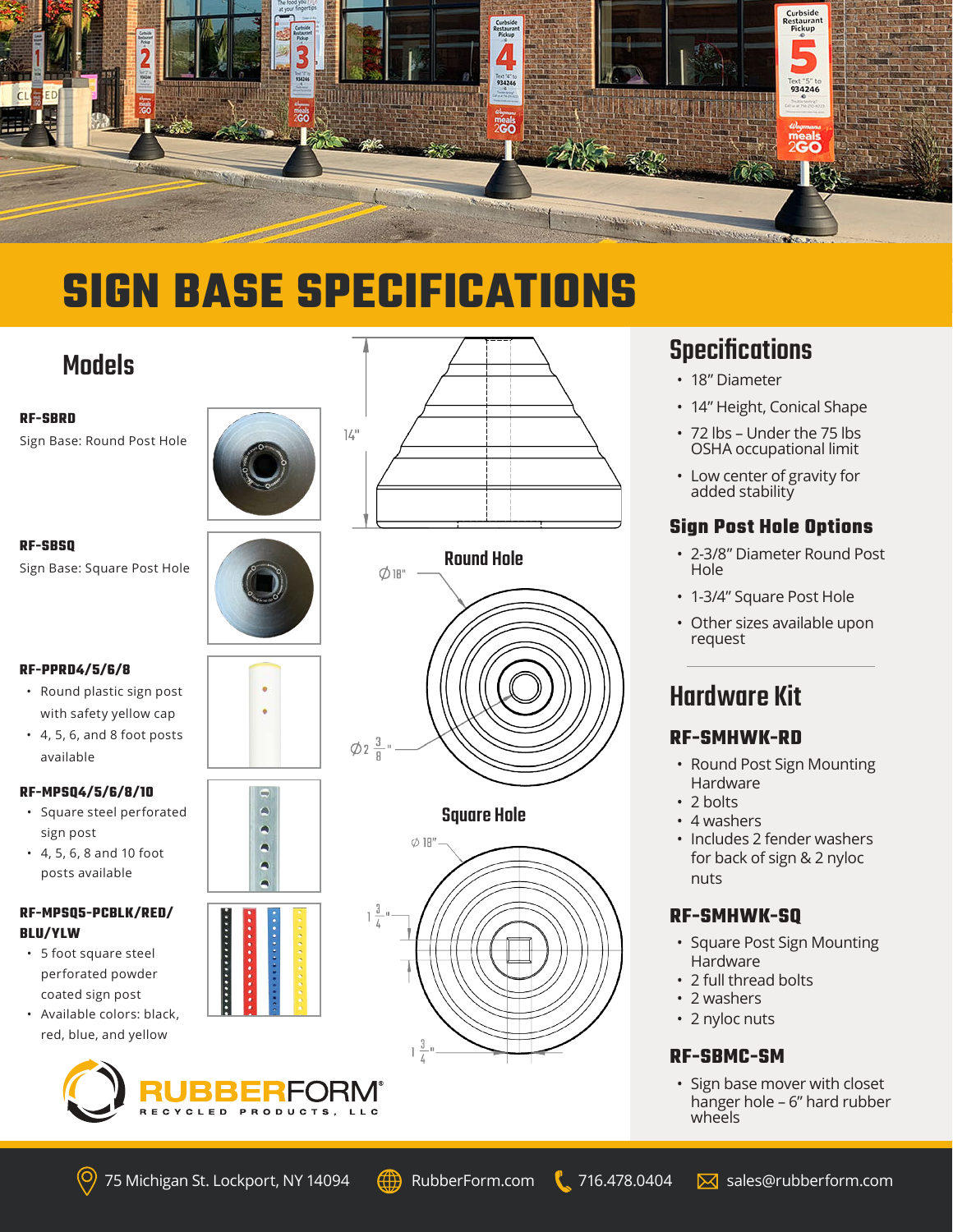# SIGN BASE SPECIFICATIONS

## Models

**RF-SBRD**

Sign Base: Round Post Hole

**RF-SBSQ**

Sign Base: Square Post Hole

**RF-PPRD4/5/6/8**

- Round plastic sign post with safety yellow cap
- 4, 5, 6, and 8 foot posts available

**RF-MPSQ4/5/6/8/10**

- Square steel perforated sign post
- 4, 5, 6, 8 and 10 foot posts available

**RF-MPSQ5-PCBLK/RED/BLU/YLW**

- 5 foot square steel perforated powder coated sign post
- Available colors: black, red, blue, and yellow

14"

Round Hole

Ø 18"

Ø 2 3/8"

Square Hole

Ø 18"

1 3/4"

1 3/4"

RUBBERFORM®
RECYCLED PRODUCTS, LLC

## Specifications

- 18" Diameter
- 14" Height, Conical Shape
- 72 lbs – Under the 75 lbs OSHA occupational limit
- Low center of gravity for added stability

### Sign Post Hole Options

- 2-3/8" Diameter Round Post Hole
- 1-3/4" Square Post Hole
- Other sizes available upon request

## Hardware Kit

### RF-SMHWK-RD

- Round Post Sign Mounting Hardware
- 2 bolts
- 4 washers
- Includes 2 fender washers for back of sign & 2 nyloc nuts

### RF-SMHWK-SQ

- Square Post Sign Mounting Hardware
- 2 full thread bolts
- 2 washers
- 2 nyloc nuts

### RF-SBMC-SM

- Sign base mover with closet hanger hole – 6" hard rubber wheels

75 Michigan St. Lockport, NY 14094 | RubberForm.com | 716.478.0404 | sales@rubberform.com